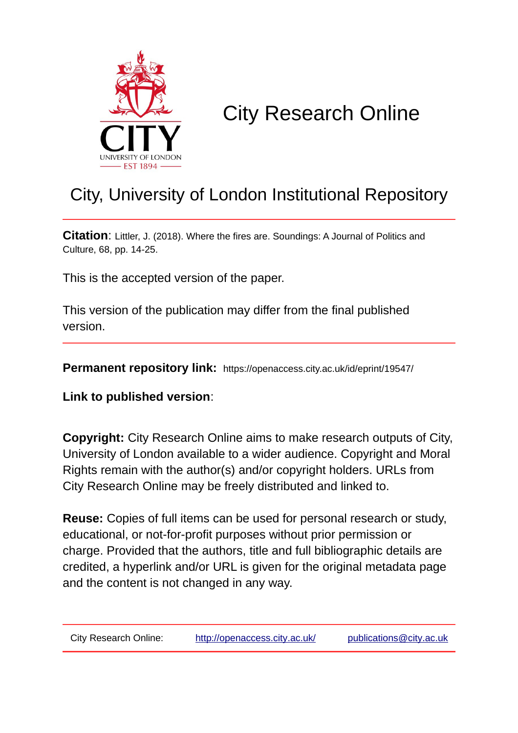# City Research Online

## City, University of London Institutional Repository

**Citation**: Littler, J. (2018). Where the fires are. Soundings: A Journal of Politics and Culture, 68, pp. 14-25.

This is the accepted version of the paper.

This version of the publication may differ from the final published version.

**Permanent repository link:** https://openaccess.city.ac.uk/id/eprint/19547/

**Link to published version**:

**Copyright:** City Research Online aims to make research outputs of City, University of London available to a wider audience. Copyright and Moral Rights remain with the author(s) and/or copyright holders. URLs from City Research Online may be freely distributed and linked to.

**Reuse:** Copies of full items can be used for personal research or study, educational, or not-for-profit purposes without prior permission or charge. Provided that the authors, title and full bibliographic details are credited, a hyperlink and/or URL is given for the original metadata page and the content is not changed in any way.

City Research Online: http://openaccess.city.ac.uk/ publications@city.ac.uk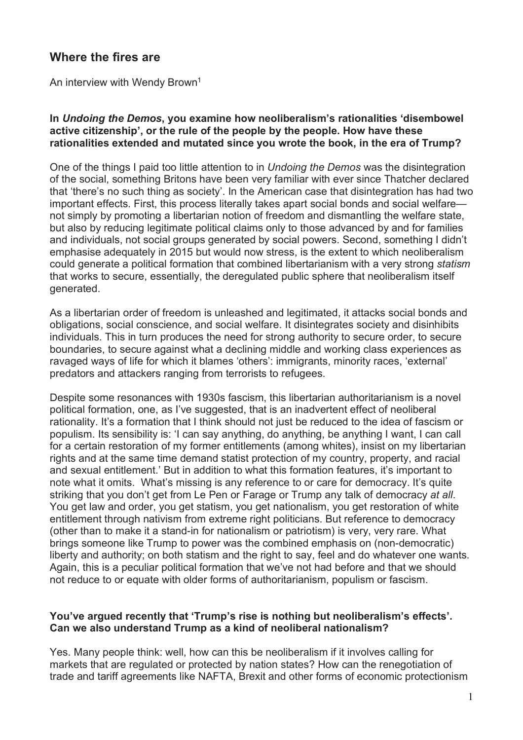## Where the fires are

An interview with Wendy Brown[1]

**In *Undoing the Demos*, you examine how neoliberalism's rationalities 'disembowel active citizenship', or the rule of the people by the people. How have these rationalities extended and mutated since you wrote the book, in the era of Trump?**

One of the things I paid too little attention to in *Undoing the Demos* was the disintegration of the social, something Britons have been very familiar with ever since Thatcher declared that 'there's no such thing as society'. In the American case that disintegration has had two important effects. First, this process literally takes apart social bonds and social welfare—not simply by promoting a libertarian notion of freedom and dismantling the welfare state, but also by reducing legitimate political claims only to those advanced by and for families and individuals, not social groups generated by social powers. Second, something I didn't emphasise adequately in 2015 but would now stress, is the extent to which neoliberalism could generate a political formation that combined libertarianism with a very strong *statism* that works to secure, essentially, the deregulated public sphere that neoliberalism itself generated.

As a libertarian order of freedom is unleashed and legitimated, it attacks social bonds and obligations, social conscience, and social welfare. It disintegrates society and disinhibits individuals. This in turn produces the need for strong authority to secure order, to secure boundaries, to secure against what a declining middle and working class experiences as ravaged ways of life for which it blames 'others': immigrants, minority races, 'external' predators and attackers ranging from terrorists to refugees.

Despite some resonances with 1930s fascism, this libertarian authoritarianism is a novel political formation, one, as I've suggested, that is an inadvertent effect of neoliberal rationality. It's a formation that I think should not just be reduced to the idea of fascism or populism. Its sensibility is: 'I can say anything, do anything, be anything I want, I can call for a certain restoration of my former entitlements (among whites), insist on my libertarian rights and at the same time demand statist protection of my country, property, and racial and sexual entitlement.' But in addition to what this formation features, it's important to note what it omits. What's missing is any reference to or care for democracy. It's quite striking that you don't get from Le Pen or Farage or Trump any talk of democracy *at all*. You get law and order, you get statism, you get nationalism, you get restoration of white entitlement through nativism from extreme right politicians. But reference to democracy (other than to make it a stand-in for nationalism or patriotism) is very, very rare. What brings someone like Trump to power was the combined emphasis on (non-democratic) liberty and authority; on both statism and the right to say, feel and do whatever one wants. Again, this is a peculiar political formation that we've not had before and that we should not reduce to or equate with older forms of authoritarianism, populism or fascism.

**You've argued recently that 'Trump's rise is nothing but neoliberalism's effects'. Can we also understand Trump as a kind of neoliberal nationalism?**

Yes. Many people think: well, how can this be neoliberalism if it involves calling for markets that are regulated or protected by nation states? How can the renegotiation of trade and tariff agreements like NAFTA, Brexit and other forms of economic protectionism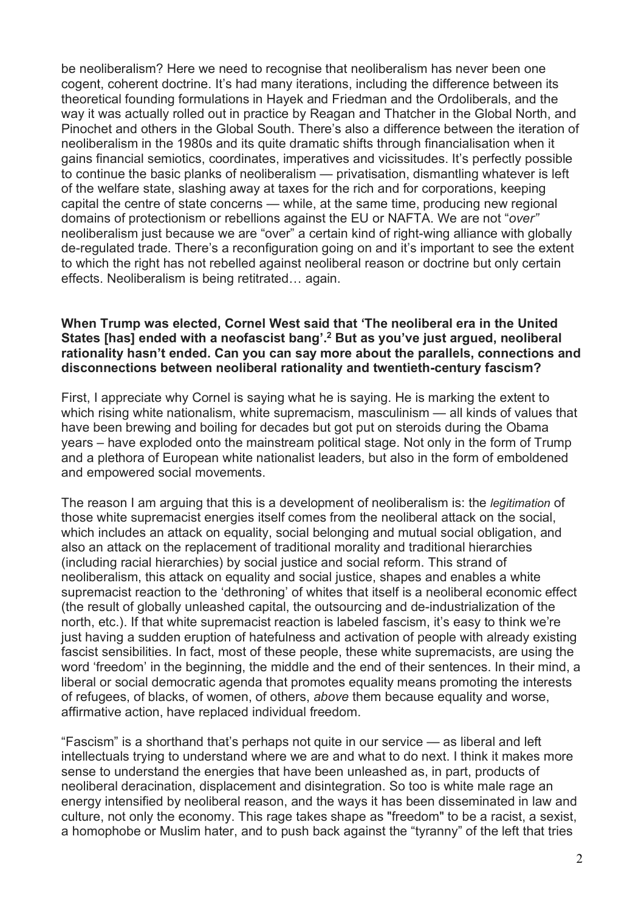be neoliberalism? Here we need to recognise that neoliberalism has never been one cogent, coherent doctrine. It's had many iterations, including the difference between its theoretical founding formulations in Hayek and Friedman and the Ordoliberals, and the way it was actually rolled out in practice by Reagan and Thatcher in the Global North, and Pinochet and others in the Global South. There's also a difference between the iteration of neoliberalism in the 1980s and its quite dramatic shifts through financialisation when it gains financial semiotics, coordinates, imperatives and vicissitudes. It's perfectly possible to continue the basic planks of neoliberalism — privatisation, dismantling whatever is left of the welfare state, slashing away at taxes for the rich and for corporations, keeping capital the centre of state concerns — while, at the same time, producing new regional domains of protectionism or rebellions against the EU or NAFTA. We are not "*over"* neoliberalism just because we are "over" a certain kind of right-wing alliance with globally de-regulated trade. There's a reconfiguration going on and it's important to see the extent to which the right has not rebelled against neoliberal reason or doctrine but only certain effects. Neoliberalism is being retitrated… again.

**When Trump was elected, Cornel West said that 'The neoliberal era in the United States [has] ended with a neofascist bang'.[2] But as you've just argued, neoliberal rationality hasn't ended. Can you can say more about the parallels, connections and disconnections between neoliberal rationality and twentieth-century fascism?**

First, I appreciate why Cornel is saying what he is saying. He is marking the extent to which rising white nationalism, white supremacism, masculinism — all kinds of values that have been brewing and boiling for decades but got put on steroids during the Obama years – have exploded onto the mainstream political stage. Not only in the form of Trump and a plethora of European white nationalist leaders, but also in the form of emboldened and empowered social movements.

The reason I am arguing that this is a development of neoliberalism is: the *legitimation* of those white supremacist energies itself comes from the neoliberal attack on the social, which includes an attack on equality, social belonging and mutual social obligation, and also an attack on the replacement of traditional morality and traditional hierarchies (including racial hierarchies) by social justice and social reform. This strand of neoliberalism, this attack on equality and social justice, shapes and enables a white supremacist reaction to the 'dethroning' of whites that itself is a neoliberal economic effect (the result of globally unleashed capital, the outsourcing and de-industrialization of the north, etc.). If that white supremacist reaction is labeled fascism, it's easy to think we're just having a sudden eruption of hatefulness and activation of people with already existing fascist sensibilities. In fact, most of these people, these white supremacists, are using the word 'freedom' in the beginning, the middle and the end of their sentences. In their mind, a liberal or social democratic agenda that promotes equality means promoting the interests of refugees, of blacks, of women, of others, *above* them because equality and worse, affirmative action, have replaced individual freedom.

"Fascism" is a shorthand that's perhaps not quite in our service — as liberal and left intellectuals trying to understand where we are and what to do next. I think it makes more sense to understand the energies that have been unleashed as, in part, products of neoliberal deracination, displacement and disintegration. So too is white male rage an energy intensified by neoliberal reason, and the ways it has been disseminated in law and culture, not only the economy. This rage takes shape as "freedom" to be a racist, a sexist, a homophobe or Muslim hater, and to push back against the "tyranny" of the left that tries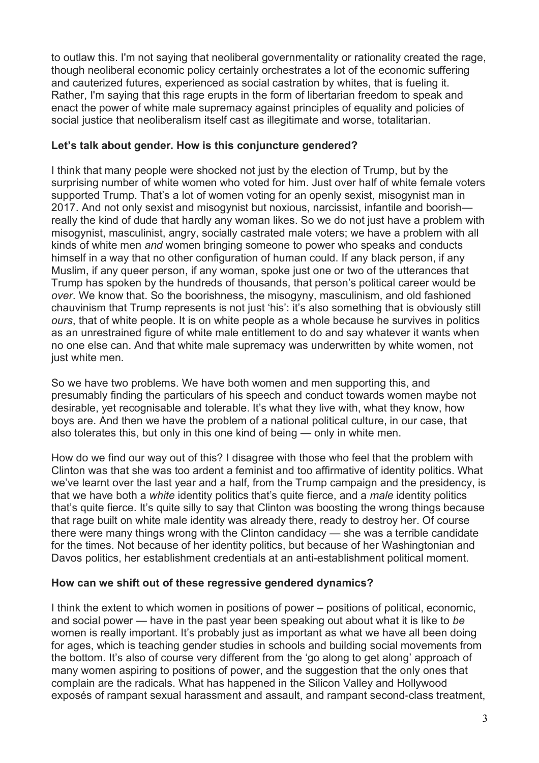to outlaw this. I'm not saying that neoliberal governmentality or rationality created the rage, though neoliberal economic policy certainly orchestrates a lot of the economic suffering and cauterized futures, experienced as social castration by whites, that is fueling it. Rather, I'm saying that this rage erupts in the form of libertarian freedom to speak and enact the power of white male supremacy against principles of equality and policies of social justice that neoliberalism itself cast as illegitimate and worse, totalitarian.

**Let's talk about gender. How is this conjuncture gendered?**

I think that many people were shocked not just by the election of Trump, but by the surprising number of white women who voted for him. Just over half of white female voters supported Trump. That's a lot of women voting for an openly sexist, misogynist man in 2017. And not only sexist and misogynist but noxious, narcissist, infantile and boorish— really the kind of dude that hardly any woman likes. So we do not just have a problem with misogynist, masculinist, angry, socially castrated male voters; we have a problem with all kinds of white men *and* women bringing someone to power who speaks and conducts himself in a way that no other configuration of human could. If any black person, if any Muslim, if any queer person, if any woman, spoke just one or two of the utterances that Trump has spoken by the hundreds of thousands, that person's political career would be *over*. We know that. So the boorishness, the misogyny, masculinism, and old fashioned chauvinism that Trump represents is not just 'his': it's also something that is obviously still *ours*, that of white people. It is on white people as a whole because he survives in politics as an unrestrained figure of white male entitlement to do and say whatever it wants when no one else can. And that white male supremacy was underwritten by white women, not just white men.

So we have two problems. We have both women and men supporting this, and presumably finding the particulars of his speech and conduct towards women maybe not desirable, yet recognisable and tolerable. It's what they live with, what they know, how boys are. And then we have the problem of a national political culture, in our case, that also tolerates this, but only in this one kind of being — only in white men.

How do we find our way out of this? I disagree with those who feel that the problem with Clinton was that she was too ardent a feminist and too affirmative of identity politics. What we've learnt over the last year and a half, from the Trump campaign and the presidency, is that we have both a *white* identity politics that's quite fierce, and a *male* identity politics that's quite fierce. It's quite silly to say that Clinton was boosting the wrong things because that rage built on white male identity was already there, ready to destroy her. Of course there were many things wrong with the Clinton candidacy — she was a terrible candidate for the times. Not because of her identity politics, but because of her Washingtonian and Davos politics, her establishment credentials at an anti-establishment political moment.

**How can we shift out of these regressive gendered dynamics?**

I think the extent to which women in positions of power – positions of political, economic, and social power — have in the past year been speaking out about what it is like to *be* women is really important. It's probably just as important as what we have all been doing for ages, which is teaching gender studies in schools and building social movements from the bottom. It's also of course very different from the 'go along to get along' approach of many women aspiring to positions of power, and the suggestion that the only ones that complain are the radicals. What has happened in the Silicon Valley and Hollywood exposés of rampant sexual harassment and assault, and rampant second-class treatment,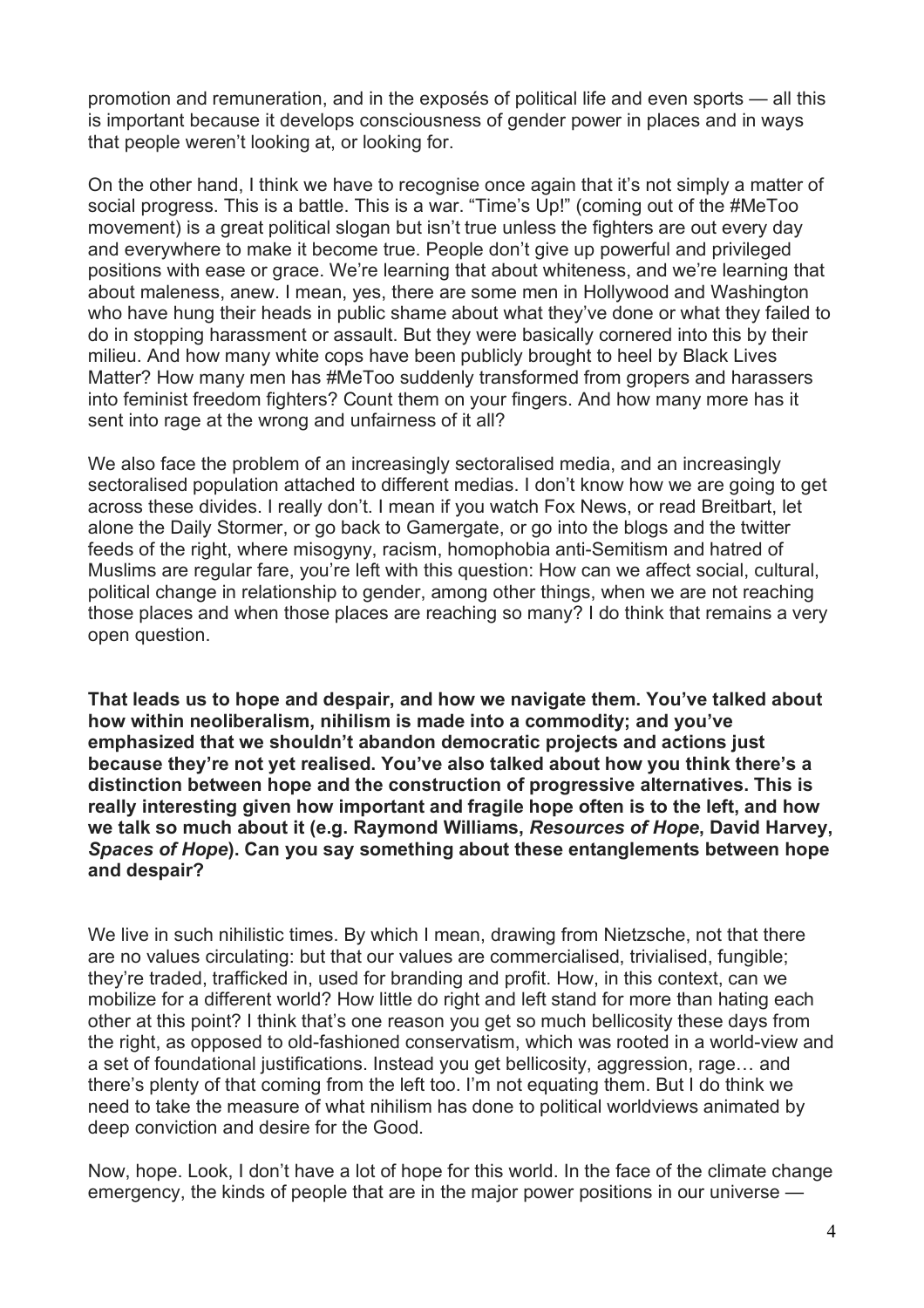promotion and remuneration, and in the exposés of political life and even sports — all this is important because it develops consciousness of gender power in places and in ways that people weren't looking at, or looking for.

On the other hand, I think we have to recognise once again that it's not simply a matter of social progress. This is a battle. This is a war. "Time's Up!" (coming out of the #MeToo movement) is a great political slogan but isn't true unless the fighters are out every day and everywhere to make it become true. People don't give up powerful and privileged positions with ease or grace. We're learning that about whiteness, and we're learning that about maleness, anew. I mean, yes, there are some men in Hollywood and Washington who have hung their heads in public shame about what they've done or what they failed to do in stopping harassment or assault. But they were basically cornered into this by their milieu. And how many white cops have been publicly brought to heel by Black Lives Matter? How many men has #MeToo suddenly transformed from gropers and harassers into feminist freedom fighters? Count them on your fingers. And how many more has it sent into rage at the wrong and unfairness of it all?

We also face the problem of an increasingly sectoralised media, and an increasingly sectoralised population attached to different medias. I don't know how we are going to get across these divides. I really don't. I mean if you watch Fox News, or read Breitbart, let alone the Daily Stormer, or go back to Gamergate, or go into the blogs and the twitter feeds of the right, where misogyny, racism, homophobia anti-Semitism and hatred of Muslims are regular fare, you're left with this question: How can we affect social, cultural, political change in relationship to gender, among other things, when we are not reaching those places and when those places are reaching so many? I do think that remains a very open question.

**That leads us to hope and despair, and how we navigate them. You've talked about how within neoliberalism, nihilism is made into a commodity; and you've emphasized that we shouldn't abandon democratic projects and actions just because they're not yet realised. You've also talked about how you think there's a distinction between hope and the construction of progressive alternatives. This is really interesting given how important and fragile hope often is to the left, and how we talk so much about it (e.g. Raymond Williams, *Resources of Hope*, David Harvey, *Spaces of Hope*). Can you say something about these entanglements between hope and despair?**

We live in such nihilistic times. By which I mean, drawing from Nietzsche, not that there are no values circulating: but that our values are commercialised, trivialised, fungible; they're traded, trafficked in, used for branding and profit. How, in this context, can we mobilize for a different world? How little do right and left stand for more than hating each other at this point? I think that's one reason you get so much bellicosity these days from the right, as opposed to old-fashioned conservatism, which was rooted in a world-view and a set of foundational justifications. Instead you get bellicosity, aggression, rage… and there's plenty of that coming from the left too. I'm not equating them. But I do think we need to take the measure of what nihilism has done to political worldviews animated by deep conviction and desire for the Good.

Now, hope. Look, I don't have a lot of hope for this world. In the face of the climate change emergency, the kinds of people that are in the major power positions in our universe —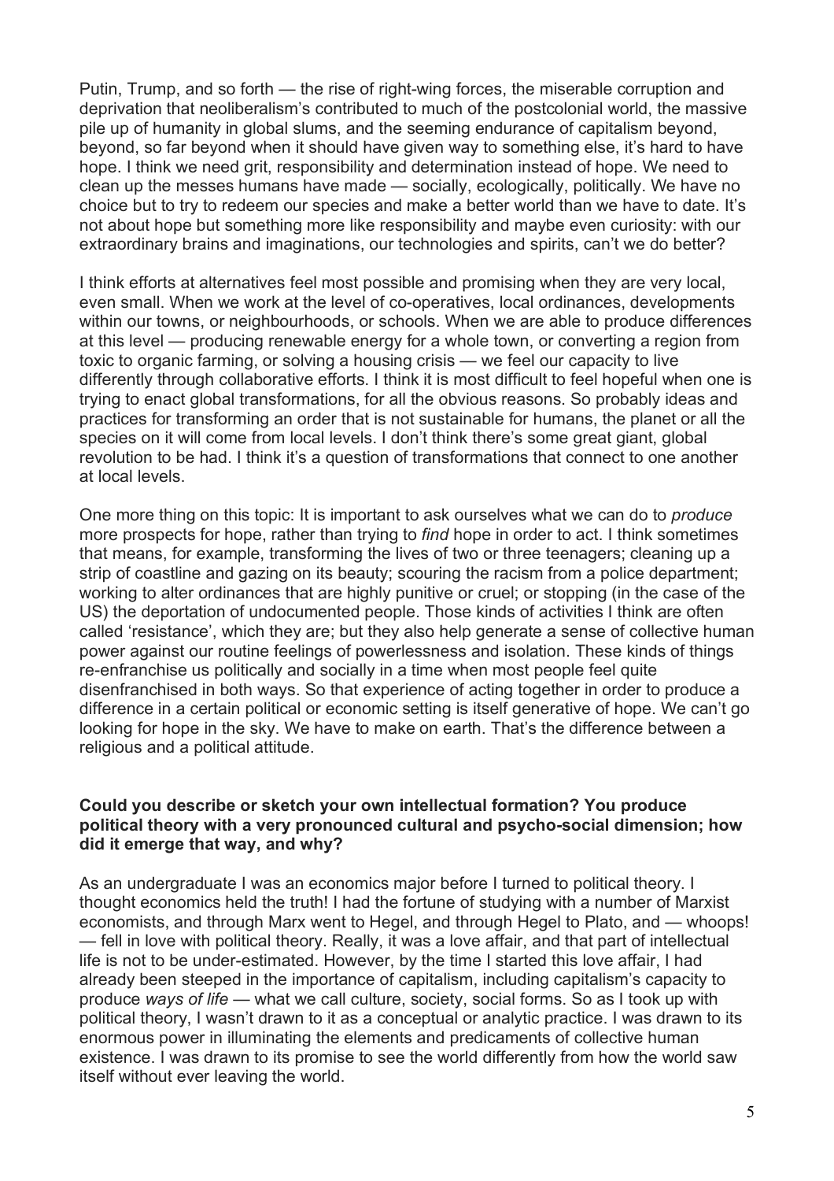Putin, Trump, and so forth — the rise of right-wing forces, the miserable corruption and deprivation that neoliberalism's contributed to much of the postcolonial world, the massive pile up of humanity in global slums, and the seeming endurance of capitalism beyond, beyond, so far beyond when it should have given way to something else, it's hard to have hope. I think we need grit, responsibility and determination instead of hope. We need to clean up the messes humans have made — socially, ecologically, politically. We have no choice but to try to redeem our species and make a better world than we have to date. It's not about hope but something more like responsibility and maybe even curiosity: with our extraordinary brains and imaginations, our technologies and spirits, can't we do better?

I think efforts at alternatives feel most possible and promising when they are very local, even small. When we work at the level of co-operatives, local ordinances, developments within our towns, or neighbourhoods, or schools. When we are able to produce differences at this level — producing renewable energy for a whole town, or converting a region from toxic to organic farming, or solving a housing crisis — we feel our capacity to live differently through collaborative efforts. I think it is most difficult to feel hopeful when one is trying to enact global transformations, for all the obvious reasons. So probably ideas and practices for transforming an order that is not sustainable for humans, the planet or all the species on it will come from local levels. I don't think there's some great giant, global revolution to be had. I think it's a question of transformations that connect to one another at local levels.

One more thing on this topic: It is important to ask ourselves what we can do to *produce* more prospects for hope, rather than trying to *find* hope in order to act. I think sometimes that means, for example, transforming the lives of two or three teenagers; cleaning up a strip of coastline and gazing on its beauty; scouring the racism from a police department; working to alter ordinances that are highly punitive or cruel; or stopping (in the case of the US) the deportation of undocumented people. Those kinds of activities I think are often called 'resistance', which they are; but they also help generate a sense of collective human power against our routine feelings of powerlessness and isolation. These kinds of things re-enfranchise us politically and socially in a time when most people feel quite disenfranchised in both ways. So that experience of acting together in order to produce a difference in a certain political or economic setting is itself generative of hope. We can't go looking for hope in the sky. We have to make on earth. That's the difference between a religious and a political attitude.

**Could you describe or sketch your own intellectual formation? You produce political theory with a very pronounced cultural and psycho-social dimension; how did it emerge that way, and why?**

As an undergraduate I was an economics major before I turned to political theory. I thought economics held the truth! I had the fortune of studying with a number of Marxist economists, and through Marx went to Hegel, and through Hegel to Plato, and — whoops! — fell in love with political theory. Really, it was a love affair, and that part of intellectual life is not to be under-estimated. However, by the time I started this love affair, I had already been steeped in the importance of capitalism, including capitalism's capacity to produce *ways of life* — what we call culture, society, social forms. So as I took up with political theory, I wasn't drawn to it as a conceptual or analytic practice. I was drawn to its enormous power in illuminating the elements and predicaments of collective human existence. I was drawn to its promise to see the world differently from how the world saw itself without ever leaving the world.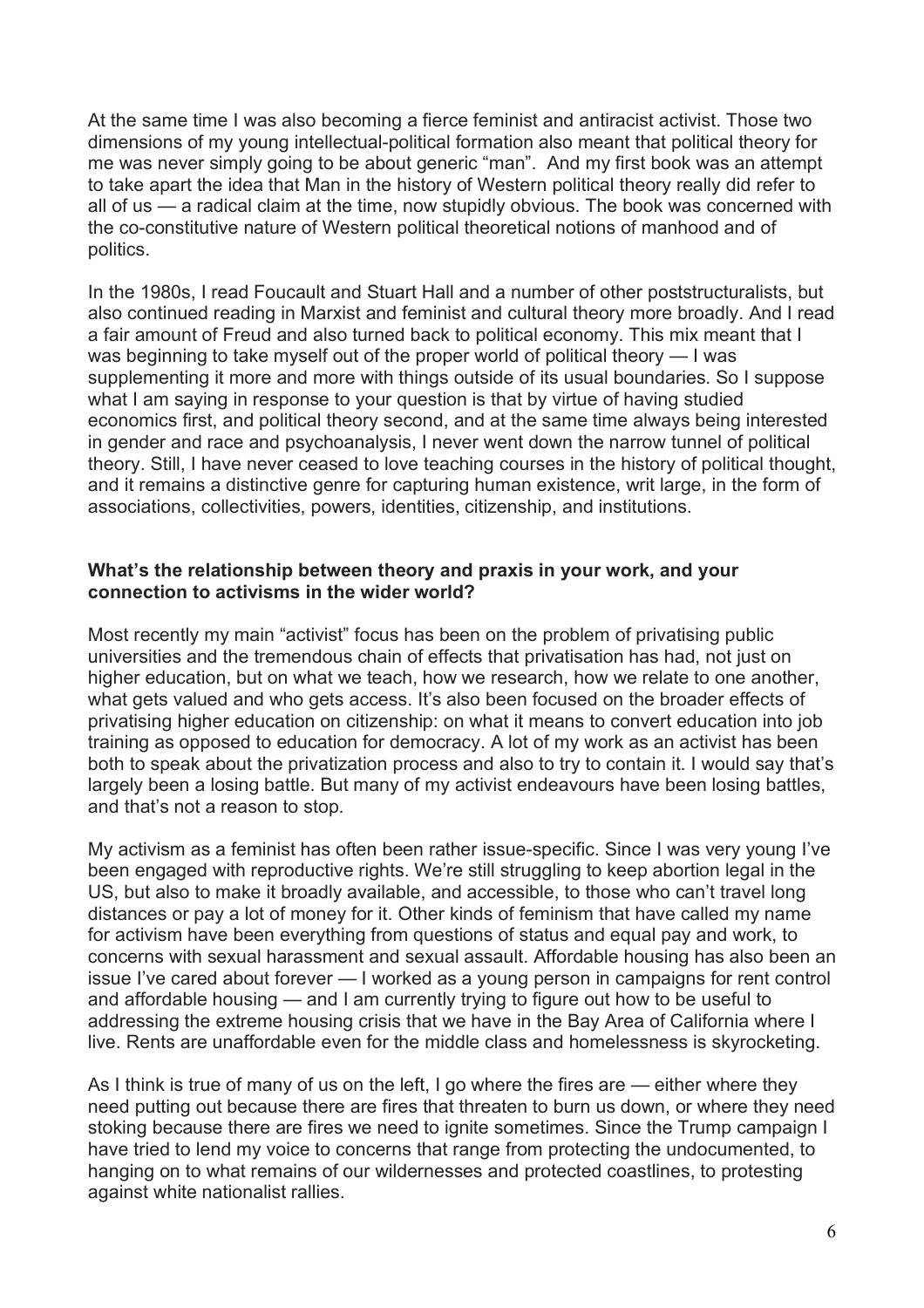At the same time I was also becoming a fierce feminist and antiracist activist. Those two dimensions of my young intellectual-political formation also meant that political theory for me was never simply going to be about generic "man". And my first book was an attempt to take apart the idea that Man in the history of Western political theory really did refer to all of us — a radical claim at the time, now stupidly obvious. The book was concerned with the co-constitutive nature of Western political theoretical notions of manhood and of politics.

In the 1980s, I read Foucault and Stuart Hall and a number of other poststructuralists, but also continued reading in Marxist and feminist and cultural theory more broadly. And I read a fair amount of Freud and also turned back to political economy. This mix meant that I was beginning to take myself out of the proper world of political theory — I was supplementing it more and more with things outside of its usual boundaries. So I suppose what I am saying in response to your question is that by virtue of having studied economics first, and political theory second, and at the same time always being interested in gender and race and psychoanalysis, I never went down the narrow tunnel of political theory. Still, I have never ceased to love teaching courses in the history of political thought, and it remains a distinctive genre for capturing human existence, writ large, in the form of associations, collectivities, powers, identities, citizenship, and institutions.

**What's the relationship between theory and praxis in your work, and your connection to activisms in the wider world?**

Most recently my main "activist" focus has been on the problem of privatising public universities and the tremendous chain of effects that privatisation has had, not just on higher education, but on what we teach, how we research, how we relate to one another, what gets valued and who gets access. It's also been focused on the broader effects of privatising higher education on citizenship: on what it means to convert education into job training as opposed to education for democracy. A lot of my work as an activist has been both to speak about the privatization process and also to try to contain it. I would say that's largely been a losing battle. But many of my activist endeavours have been losing battles, and that's not a reason to stop.

My activism as a feminist has often been rather issue-specific. Since I was very young I've been engaged with reproductive rights. We're still struggling to keep abortion legal in the US, but also to make it broadly available, and accessible, to those who can't travel long distances or pay a lot of money for it. Other kinds of feminism that have called my name for activism have been everything from questions of status and equal pay and work, to concerns with sexual harassment and sexual assault. Affordable housing has also been an issue I've cared about forever — I worked as a young person in campaigns for rent control and affordable housing — and I am currently trying to figure out how to be useful to addressing the extreme housing crisis that we have in the Bay Area of California where I live. Rents are unaffordable even for the middle class and homelessness is skyrocketing.

As I think is true of many of us on the left, I go where the fires are — either where they need putting out because there are fires that threaten to burn us down, or where they need stoking because there are fires we need to ignite sometimes. Since the Trump campaign I have tried to lend my voice to concerns that range from protecting the undocumented, to hanging on to what remains of our wildernesses and protected coastlines, to protesting against white nationalist rallies.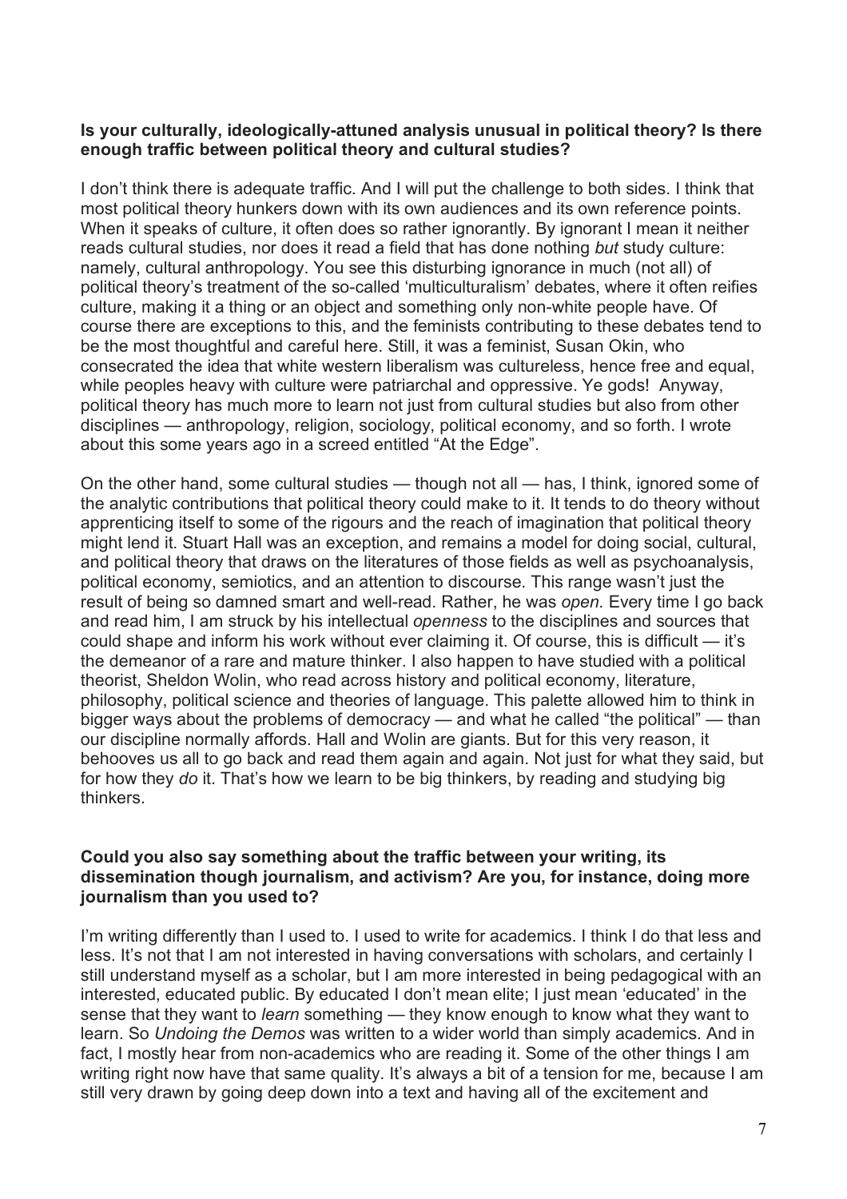**Is your culturally, ideologically-attuned analysis unusual in political theory? Is there enough traffic between political theory and cultural studies?**

I don't think there is adequate traffic. And I will put the challenge to both sides. I think that most political theory hunkers down with its own audiences and its own reference points. When it speaks of culture, it often does so rather ignorantly. By ignorant I mean it neither reads cultural studies, nor does it read a field that has done nothing *but* study culture: namely, cultural anthropology. You see this disturbing ignorance in much (not all) of political theory's treatment of the so-called 'multiculturalism' debates, where it often reifies culture, making it a thing or an object and something only non-white people have. Of course there are exceptions to this, and the feminists contributing to these debates tend to be the most thoughtful and careful here. Still, it was a feminist, Susan Okin, who consecrated the idea that white western liberalism was cultureless, hence free and equal, while peoples heavy with culture were patriarchal and oppressive. Ye gods! Anyway, political theory has much more to learn not just from cultural studies but also from other disciplines — anthropology, religion, sociology, political economy, and so forth. I wrote about this some years ago in a screed entitled "At the Edge".

On the other hand, some cultural studies — though not all — has, I think, ignored some of the analytic contributions that political theory could make to it. It tends to do theory without apprenticing itself to some of the rigours and the reach of imagination that political theory might lend it. Stuart Hall was an exception, and remains a model for doing social, cultural, and political theory that draws on the literatures of those fields as well as psychoanalysis, political economy, semiotics, and an attention to discourse. This range wasn't just the result of being so damned smart and well-read. Rather, he was *open.* Every time I go back and read him, I am struck by his intellectual *openness* to the disciplines and sources that could shape and inform his work without ever claiming it. Of course, this is difficult — it's the demeanor of a rare and mature thinker. I also happen to have studied with a political theorist, Sheldon Wolin, who read across history and political economy, literature, philosophy, political science and theories of language. This palette allowed him to think in bigger ways about the problems of democracy — and what he called "the political" — than our discipline normally affords. Hall and Wolin are giants. But for this very reason, it behooves us all to go back and read them again and again. Not just for what they said, but for how they *do* it. That's how we learn to be big thinkers, by reading and studying big thinkers.

**Could you also say something about the traffic between your writing, its dissemination though journalism, and activism? Are you, for instance, doing more journalism than you used to?**

I'm writing differently than I used to. I used to write for academics. I think I do that less and less. It's not that I am not interested in having conversations with scholars, and certainly I still understand myself as a scholar, but I am more interested in being pedagogical with an interested, educated public. By educated I don't mean elite; I just mean 'educated' in the sense that they want to *learn* something — they know enough to know what they want to learn. So *Undoing the Demos* was written to a wider world than simply academics. And in fact, I mostly hear from non-academics who are reading it. Some of the other things I am writing right now have that same quality. It's always a bit of a tension for me, because I am still very drawn by going deep down into a text and having all of the excitement and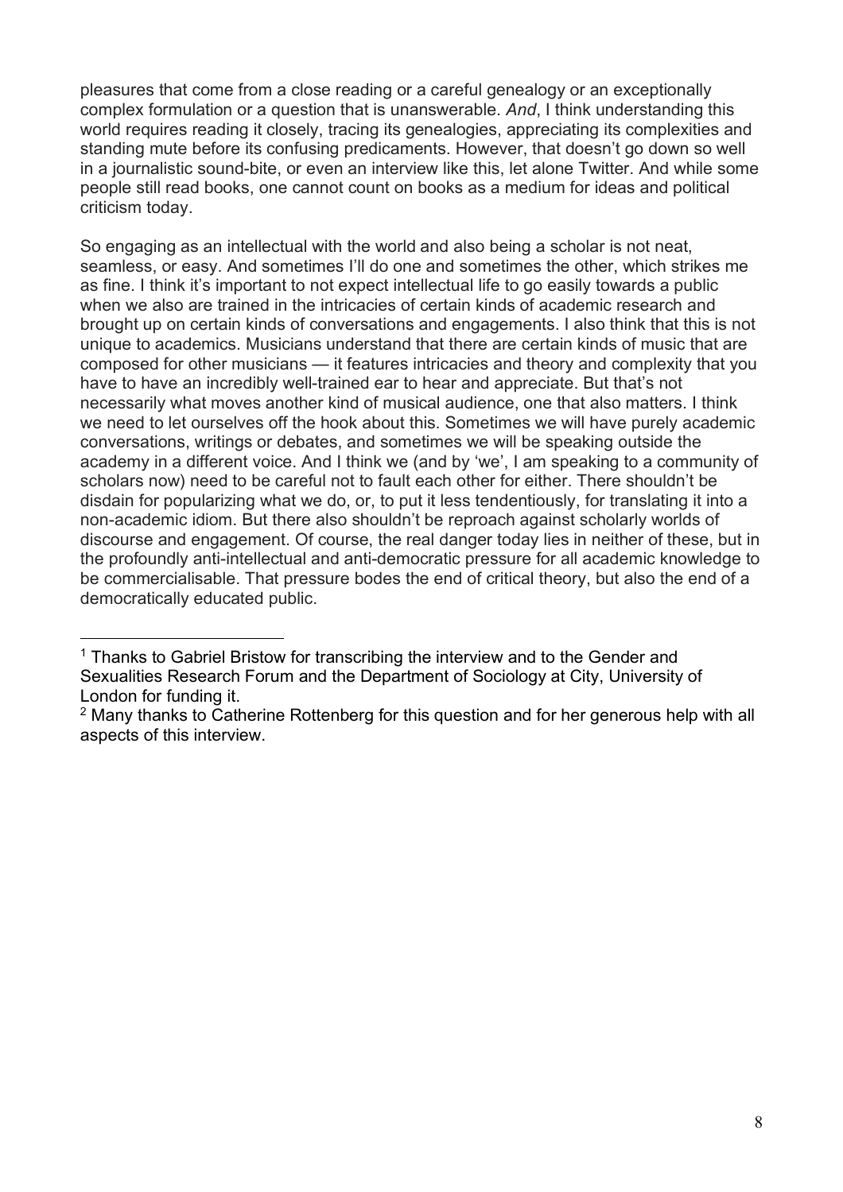pleasures that come from a close reading or a careful genealogy or an exceptionally complex formulation or a question that is unanswerable. *And*, I think understanding this world requires reading it closely, tracing its genealogies, appreciating its complexities and standing mute before its confusing predicaments. However, that doesn't go down so well in a journalistic sound-bite, or even an interview like this, let alone Twitter. And while some people still read books, one cannot count on books as a medium for ideas and political criticism today.

So engaging as an intellectual with the world and also being a scholar is not neat, seamless, or easy. And sometimes I'll do one and sometimes the other, which strikes me as fine. I think it's important to not expect intellectual life to go easily towards a public when we also are trained in the intricacies of certain kinds of academic research and brought up on certain kinds of conversations and engagements. I also think that this is not unique to academics. Musicians understand that there are certain kinds of music that are composed for other musicians — it features intricacies and theory and complexity that you have to have an incredibly well-trained ear to hear and appreciate. But that's not necessarily what moves another kind of musical audience, one that also matters. I think we need to let ourselves off the hook about this. Sometimes we will have purely academic conversations, writings or debates, and sometimes we will be speaking outside the academy in a different voice. And I think we (and by 'we', I am speaking to a community of scholars now) need to be careful not to fault each other for either. There shouldn't be disdain for popularizing what we do, or, to put it less tendentiously, for translating it into a non-academic idiom. But there also shouldn't be reproach against scholarly worlds of discourse and engagement. Of course, the real danger today lies in neither of these, but in the profoundly anti-intellectual and anti-democratic pressure for all academic knowledge to be commercialisable. That pressure bodes the end of critical theory, but also the end of a democratically educated public.

---

[1] Thanks to Gabriel Bristow for transcribing the interview and to the Gender and Sexualities Research Forum and the Department of Sociology at City, University of London for funding it.

[2] Many thanks to Catherine Rottenberg for this question and for her generous help with all aspects of this interview.